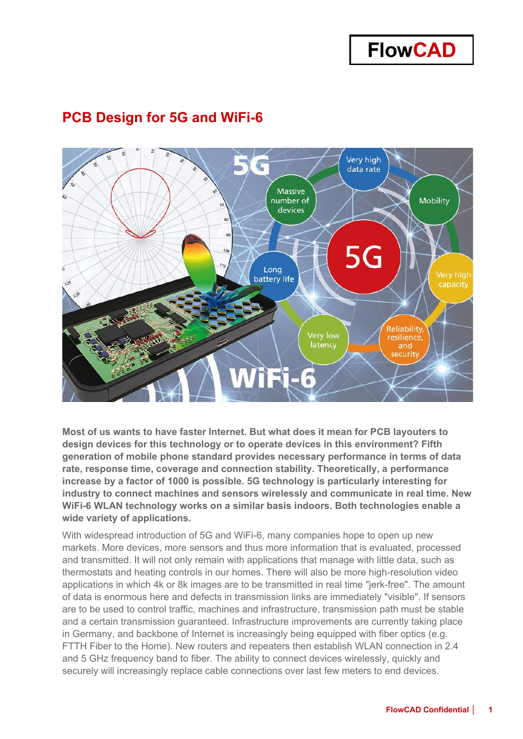# PCB Design for 5G and WiFi-6

**Most of us wants to have faster Internet. But what does it mean for PCB layouters to design devices for this technology or to operate devices in this environment? Fifth generation of mobile phone standard provides necessary performance in terms of data rate, response time, coverage and connection stability. Theoretically, a performance increase by a factor of 1000 is possible. 5G technology is particularly interesting for industry to connect machines and sensors wirelessly and communicate in real time. New WiFi-6 WLAN technology works on a similar basis indoors. Both technologies enable a wide variety of applications.**

With widespread introduction of 5G and WiFi-6, many companies hope to open up new markets. More devices, more sensors and thus more information that is evaluated, processed and transmitted. It will not only remain with applications that manage with little data, such as thermostats and heating controls in our homes. There will also be more high-resolution video applications in which 4k or 8k images are to be transmitted in real time "jerk-free". The amount of data is enormous here and defects in transmission links are immediately "visible". If sensors are to be used to control traffic, machines and infrastructure, transmission path must be stable and a certain transmission guaranteed. Infrastructure improvements are currently taking place in Germany, and backbone of Internet is increasingly being equipped with fiber optics (e.g. FTTH Fiber to the Home). New routers and repeaters then establish WLAN connection in 2.4 and 5 GHz frequency band to fiber. The ability to connect devices wirelessly, quickly and securely will increasingly replace cable connections over last few meters to end devices.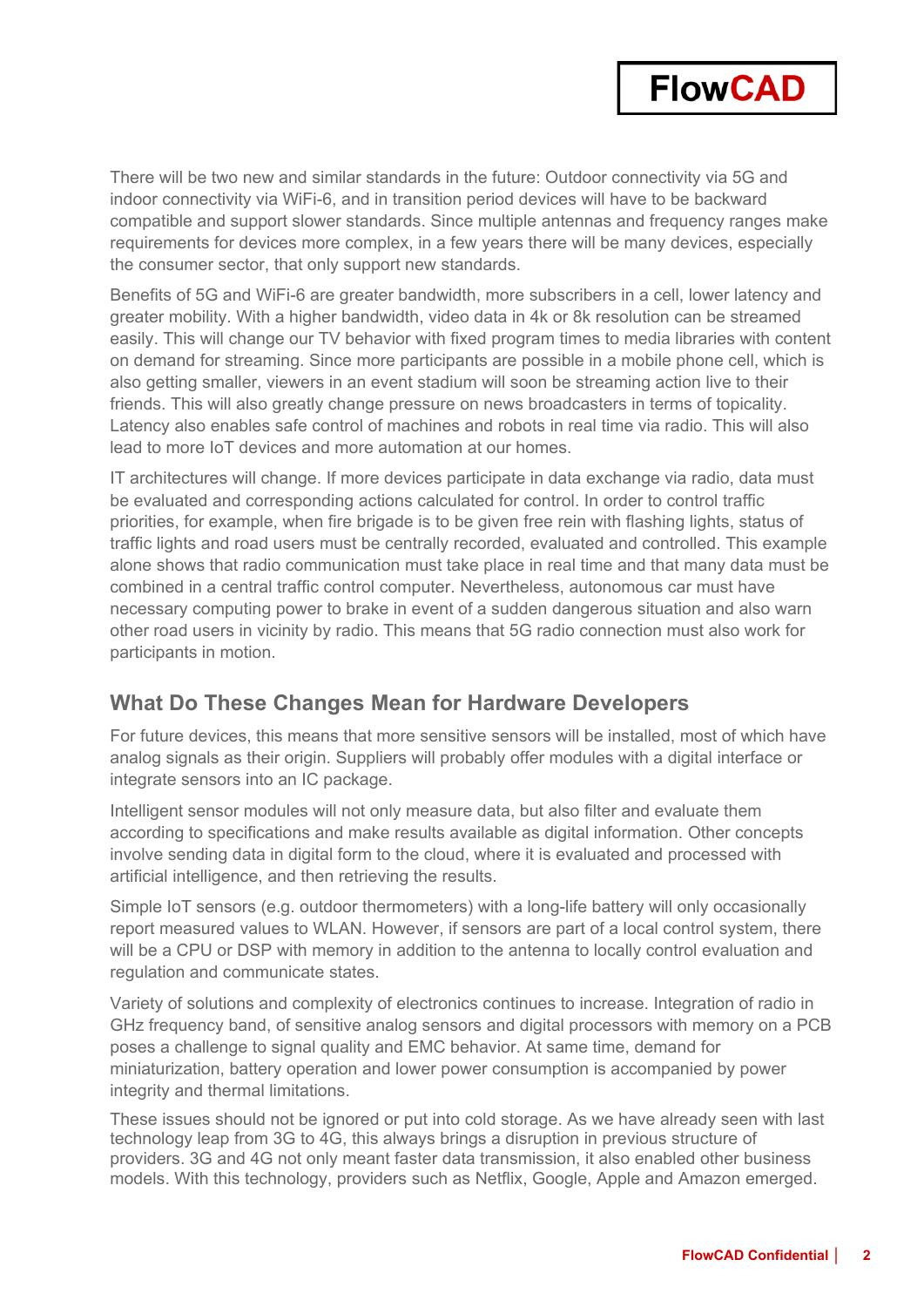There will be two new and similar standards in the future: Outdoor connectivity via 5G and indoor connectivity via WiFi-6, and in transition period devices will have to be backward compatible and support slower standards. Since multiple antennas and frequency ranges make requirements for devices more complex, in a few years there will be many devices, especially the consumer sector, that only support new standards.

Benefits of 5G and WiFi-6 are greater bandwidth, more subscribers in a cell, lower latency and greater mobility. With a higher bandwidth, video data in 4k or 8k resolution can be streamed easily. This will change our TV behavior with fixed program times to media libraries with content on demand for streaming. Since more participants are possible in a mobile phone cell, which is also getting smaller, viewers in an event stadium will soon be streaming action live to their friends. This will also greatly change pressure on news broadcasters in terms of topicality. Latency also enables safe control of machines and robots in real time via radio. This will also lead to more IoT devices and more automation at our homes.

IT architectures will change. If more devices participate in data exchange via radio, data must be evaluated and corresponding actions calculated for control. In order to control traffic priorities, for example, when fire brigade is to be given free rein with flashing lights, status of traffic lights and road users must be centrally recorded, evaluated and controlled. This example alone shows that radio communication must take place in real time and that many data must be combined in a central traffic control computer. Nevertheless, autonomous car must have necessary computing power to brake in event of a sudden dangerous situation and also warn other road users in vicinity by radio. This means that 5G radio connection must also work for participants in motion.

## What Do These Changes Mean for Hardware Developers

For future devices, this means that more sensitive sensors will be installed, most of which have analog signals as their origin. Suppliers will probably offer modules with a digital interface or integrate sensors into an IC package.

Intelligent sensor modules will not only measure data, but also filter and evaluate them according to specifications and make results available as digital information. Other concepts involve sending data in digital form to the cloud, where it is evaluated and processed with artificial intelligence, and then retrieving the results.

Simple IoT sensors (e.g. outdoor thermometers) with a long-life battery will only occasionally report measured values to WLAN. However, if sensors are part of a local control system, there will be a CPU or DSP with memory in addition to the antenna to locally control evaluation and regulation and communicate states.

Variety of solutions and complexity of electronics continues to increase. Integration of radio in GHz frequency band, of sensitive analog sensors and digital processors with memory on a PCB poses a challenge to signal quality and EMC behavior. At same time, demand for miniaturization, battery operation and lower power consumption is accompanied by power integrity and thermal limitations.

These issues should not be ignored or put into cold storage. As we have already seen with last technology leap from 3G to 4G, this always brings a disruption in previous structure of providers. 3G and 4G not only meant faster data transmission, it also enabled other business models. With this technology, providers such as Netflix, Google, Apple and Amazon emerged.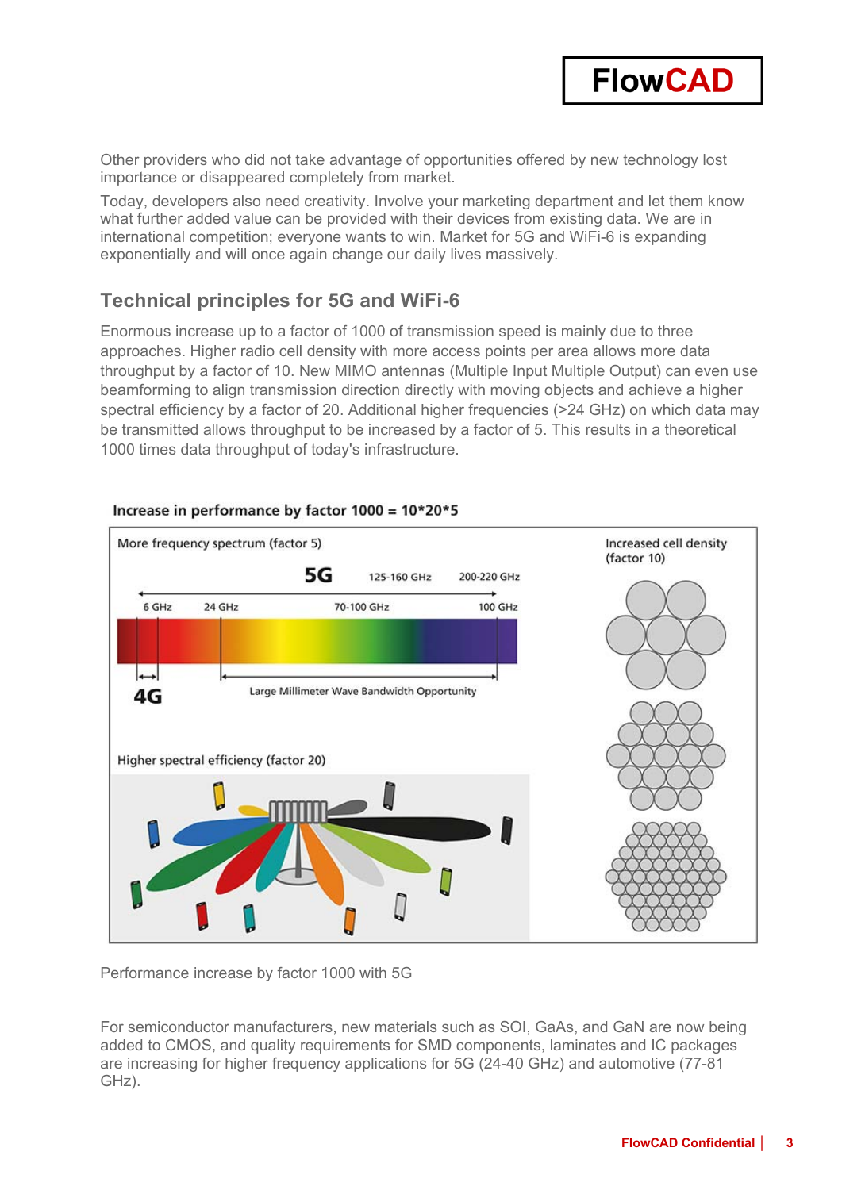Other providers who did not take advantage of opportunities offered by new technology lost importance or disappeared completely from market.

Today, developers also need creativity. Involve your marketing department and let them know what further added value can be provided with their devices from existing data. We are in international competition; everyone wants to win. Market for 5G and WiFi-6 is expanding exponentially and will once again change our daily lives massively.

## Technical principles for 5G and WiFi-6

Enormous increase up to a factor of 1000 of transmission speed is mainly due to three approaches. Higher radio cell density with more access points per area allows more data throughput by a factor of 10. New MIMO antennas (Multiple Input Multiple Output) can even use beamforming to align transmission direction directly with moving objects and achieve a higher spectral efficiency by a factor of 20. Additional higher frequencies (>24 GHz) on which data may be transmitted allows throughput to be increased by a factor of 5. This results in a theoretical 1000 times data throughput of today's infrastructure.

Increase in performance by factor 1000 = 10*20*5

More frequency spectrum (factor 5)

5G

125-160 GHz

200-220 GHz

6 GHz

24 GHz

70-100 GHz

100 GHz

4G

Large Millimeter Wave Bandwidth Opportunity

Higher spectral efficiency (factor 20)

Increased cell density (factor 10)

Performance increase by factor 1000 with 5G

For semiconductor manufacturers, new materials such as SOI, GaAs, and GaN are now being added to CMOS, and quality requirements for SMD components, laminates and IC packages are increasing for higher frequency applications for 5G (24-40 GHz) and automotive (77-81 GHz).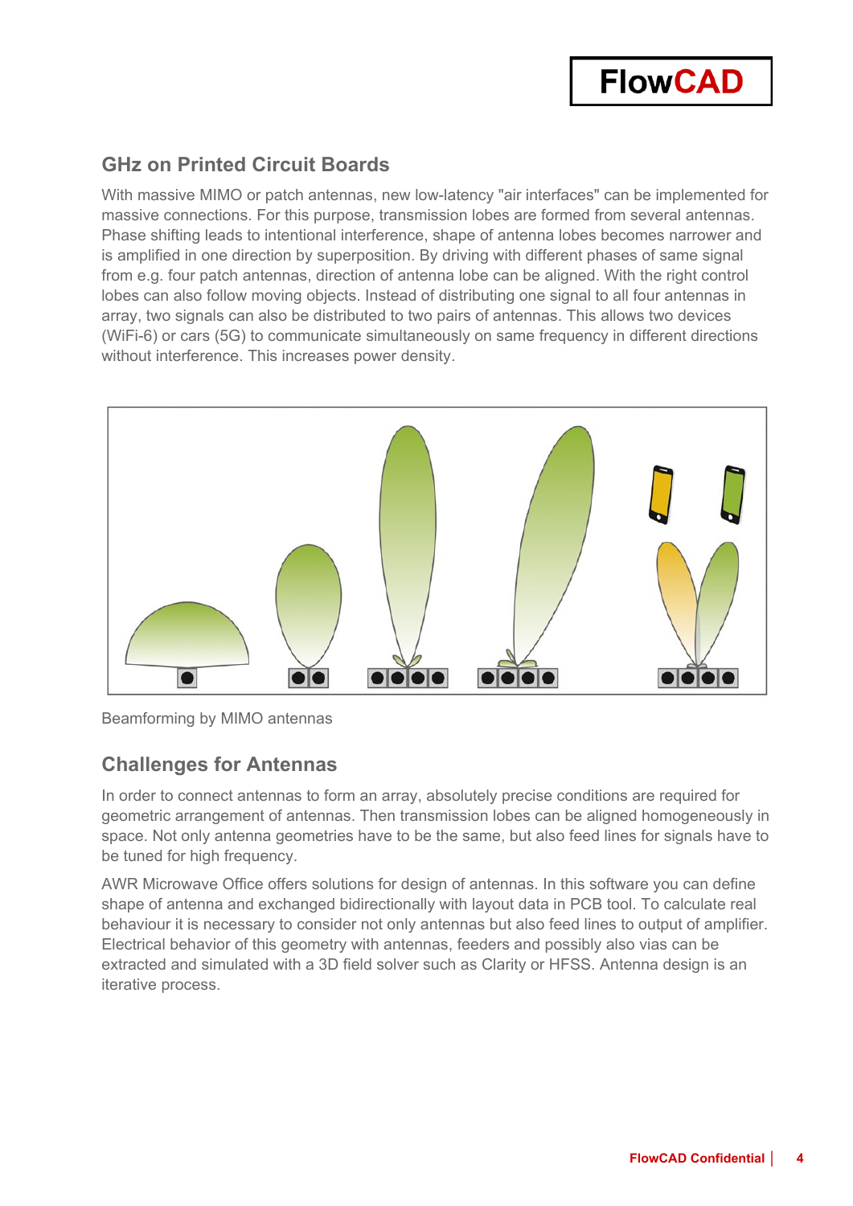## GHz on Printed Circuit Boards

With massive MIMO or patch antennas, new low-latency "air interfaces" can be implemented for massive connections. For this purpose, transmission lobes are formed from several antennas. Phase shifting leads to intentional interference, shape of antenna lobes becomes narrower and is amplified in one direction by superposition. By driving with different phases of same signal from e.g. four patch antennas, direction of antenna lobe can be aligned. With the right control lobes can also follow moving objects. Instead of distributing one signal to all four antennas in array, two signals can also be distributed to two pairs of antennas. This allows two devices (WiFi-6) or cars (5G) to communicate simultaneously on same frequency in different directions without interference. This increases power density.

Beamforming by MIMO antennas

## Challenges for Antennas

In order to connect antennas to form an array, absolutely precise conditions are required for geometric arrangement of antennas. Then transmission lobes can be aligned homogeneously in space. Not only antenna geometries have to be the same, but also feed lines for signals have to be tuned for high frequency.

AWR Microwave Office offers solutions for design of antennas. In this software you can define shape of antenna and exchanged bidirectionally with layout data in PCB tool. To calculate real behaviour it is necessary to consider not only antennas but also feed lines to output of amplifier. Electrical behavior of this geometry with antennas, feeders and possibly also vias can be extracted and simulated with a 3D field solver such as Clarity or HFSS. Antenna design is an iterative process.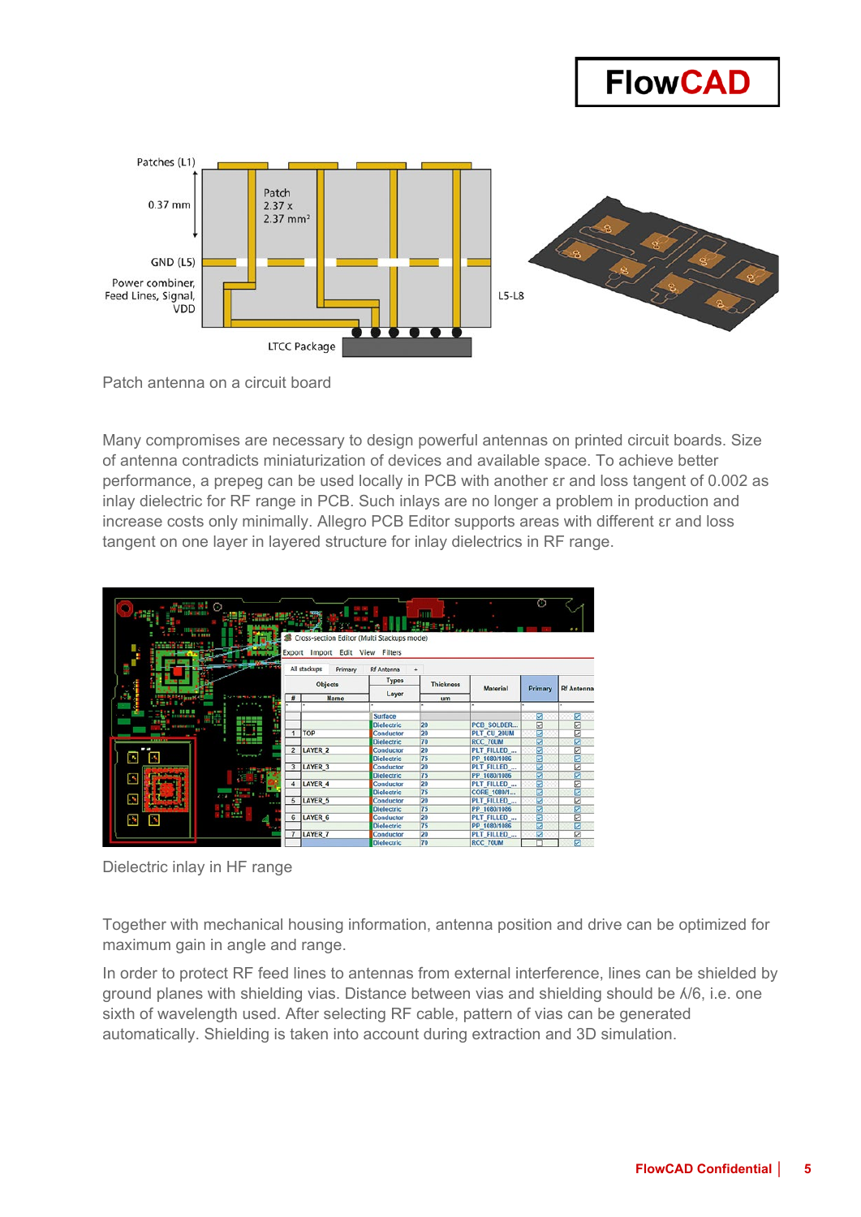Patches (L1)

0.37 mm

Patch
2.37 x
2.37 mm²

GND (L5)

Power combiner,
Feed Lines, Signal,
VDD

L5-L8

LTCC Package

Patch antenna on a circuit board

Many compromises are necessary to design powerful antennas on printed circuit boards. Size of antenna contradicts miniaturization of devices and available space. To achieve better performance, a prepeg can be used locally in PCB with another εr and loss tangent of 0.002 as inlay dielectric for RF range in PCB. Such inlays are no longer a problem in production and increase costs only minimally. Allegro PCB Editor supports areas with different εr and loss tangent on one layer in layered structure for inlay dielectrics in RF range.

Dielectric inlay in HF range

Together with mechanical housing information, antenna position and drive can be optimized for maximum gain in angle and range.

In order to protect RF feed lines to antennas from external interference, lines can be shielded by ground planes with shielding vias. Distance between vias and shielding should be λ/6, i.e. one sixth of wavelength used. After selecting RF cable, pattern of vias can be generated automatically. Shielding is taken into account during extraction and 3D simulation.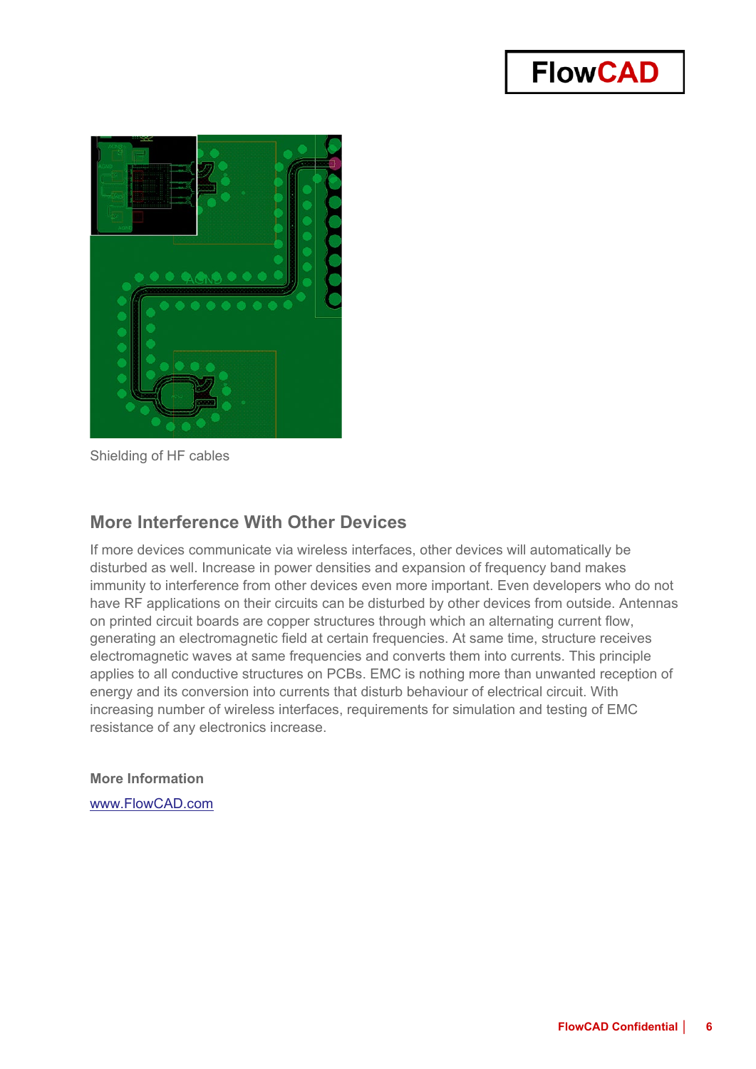Shielding of HF cables

## More Interference With Other Devices

If more devices communicate via wireless interfaces, other devices will automatically be disturbed as well. Increase in power densities and expansion of frequency band makes immunity to interference from other devices even more important. Even developers who do not have RF applications on their circuits can be disturbed by other devices from outside. Antennas on printed circuit boards are copper structures through which an alternating current flow, generating an electromagnetic field at certain frequencies. At same time, structure receives electromagnetic waves at same frequencies and converts them into currents. This principle applies to all conductive structures on PCBs. EMC is nothing more than unwanted reception of energy and its conversion into currents that disturb behaviour of electrical circuit. With increasing number of wireless interfaces, requirements for simulation and testing of EMC resistance of any electronics increase.

**More Information**

[www.FlowCAD.com](http://www.FlowCAD.com)